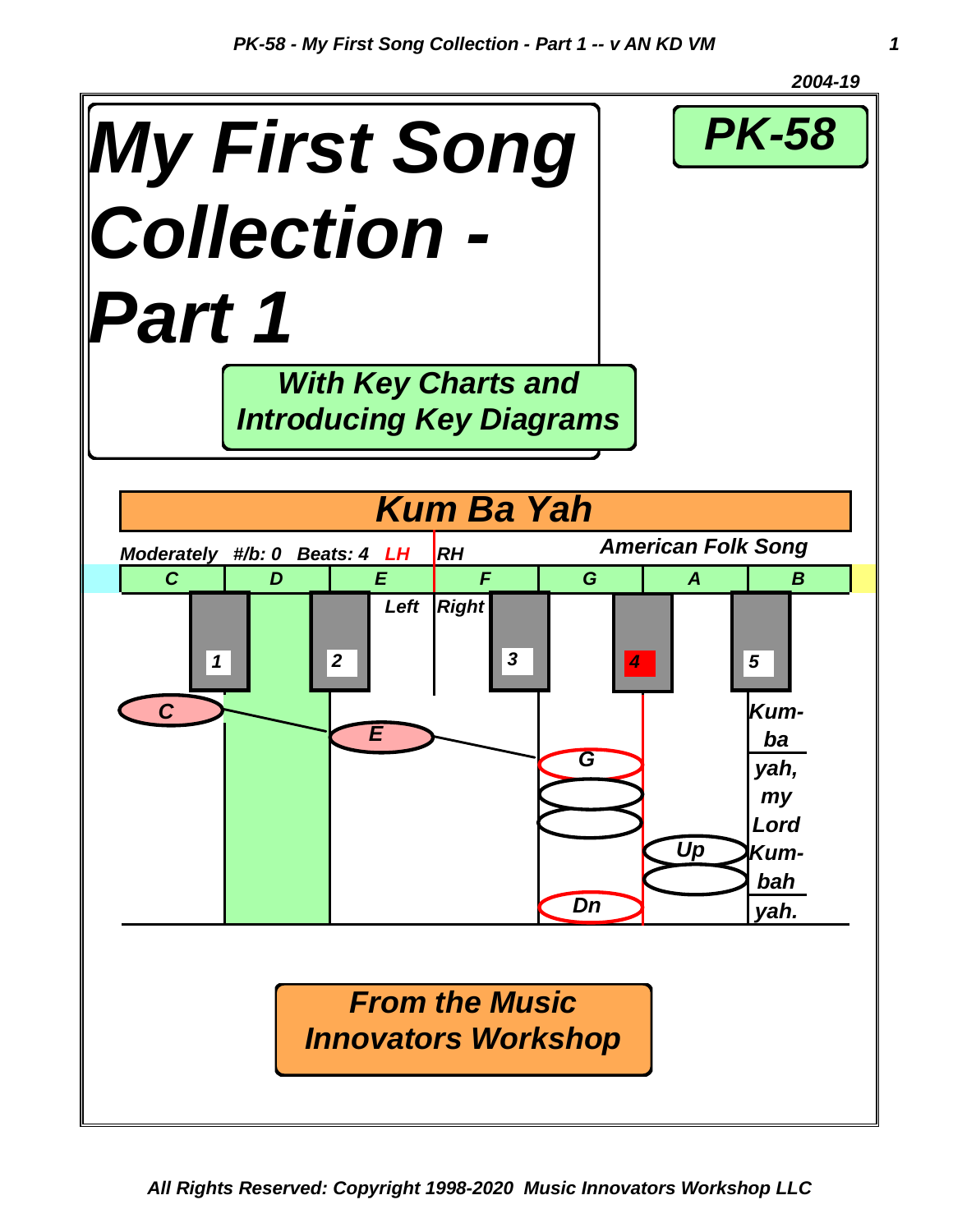# My First Song Collection - Part 1

**PK-58**

2004-19

*With Key Charts and Introducing Key Diagrams*

## Kum Ba Yah

*Moderately #/b: 0 Beats: 4 LH RH*

*American Folk Song*

| C | D | E | F | G | A | B |
|---|---|---|---|---|---|---|

Left | Right

1 2 3 4 5

C E G Up Dn

Kum-ba yah, my Lord Kum-bah yah.

*From the Music Innovators Workshop*

All Rights Reserved: Copyright 1998-2020 Music Innovators Workshop LLC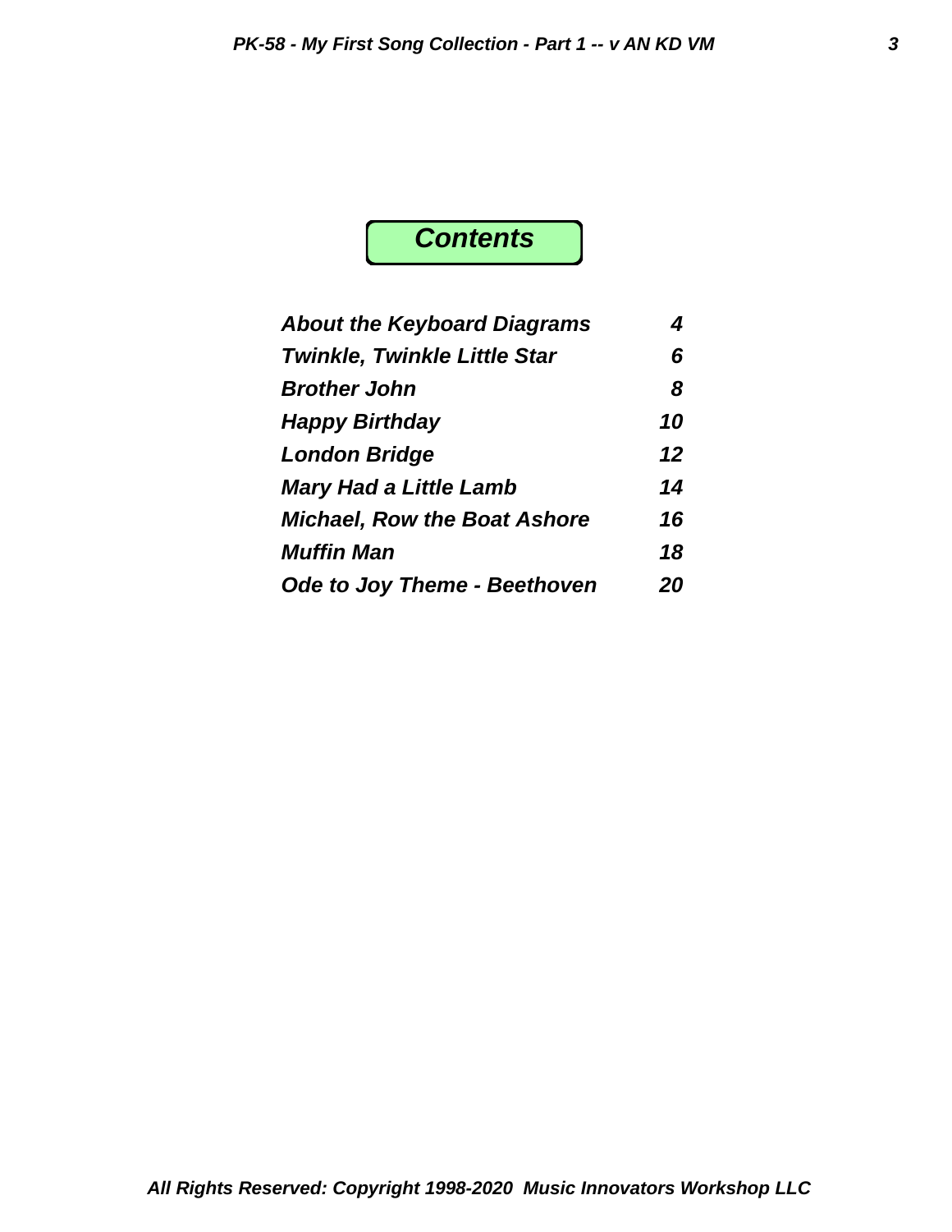# *Contents*

| | |
|---|---|
| ***About the Keyboard Diagrams*** | ***4*** |
| ***Twinkle, Twinkle Little Star*** | ***6*** |
| ***Brother John*** | ***8*** |
| ***Happy Birthday*** | ***10*** |
| ***London Bridge*** | ***12*** |
| ***Mary Had a Little Lamb*** | ***14*** |
| ***Michael, Row the Boat Ashore*** | ***16*** |
| ***Muffin Man*** | ***18*** |
| ***Ode to Joy Theme - Beethoven*** | ***20*** |

***All Rights Reserved: Copyright 1998-2020 Music Innovators Workshop LLC***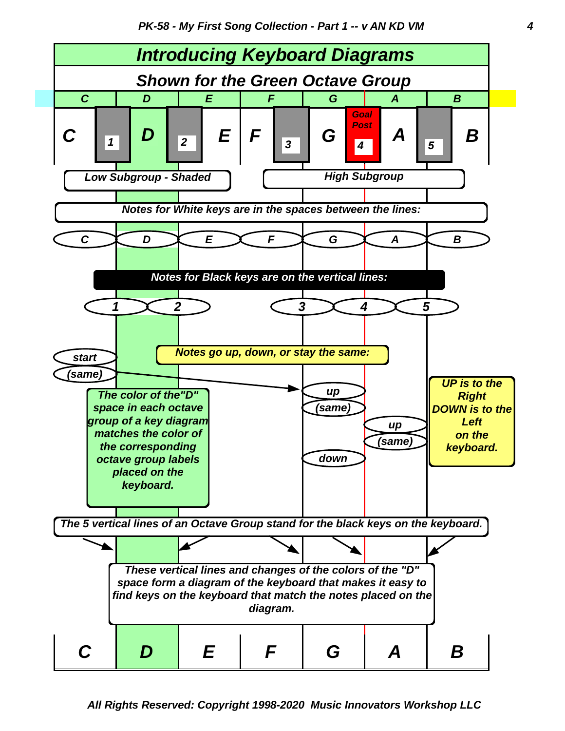# Introducing Keyboard Diagrams

## Shown for the Green Octave Group

| C | D | E | F | G | A | B |
|---|---|---|---|---|---|---|

C | 1 | D | 2 | E | F | 3 | G | Goal Post 4 | A | 5 | B

Low Subgroup - Shaded

High Subgroup

Notes for White keys are in the spaces between the lines:

C D E F G A B

Notes for Black keys are on the vertical lines:

1 2 3 4 5

Notes go up, down, or stay the same:

start

(same)

up

(same)

up

(same)

down

The color of the"D" space in each octave group of a key diagram matches the color of the corresponding octave group labels placed on the keyboard.

UP is to the Right DOWN is to the Left on the keyboard.

The 5 vertical lines of an Octave Group stand for the black keys on the keyboard.

These vertical lines and changes of the colors of the "D" space form a diagram of the keyboard that makes it easy to find keys on the keyboard that match the notes placed on the diagram.

| C | D | E | F | G | A | B |
|---|---|---|---|---|---|---|

All Rights Reserved: Copyright 1998-2020 Music Innovators Workshop LLC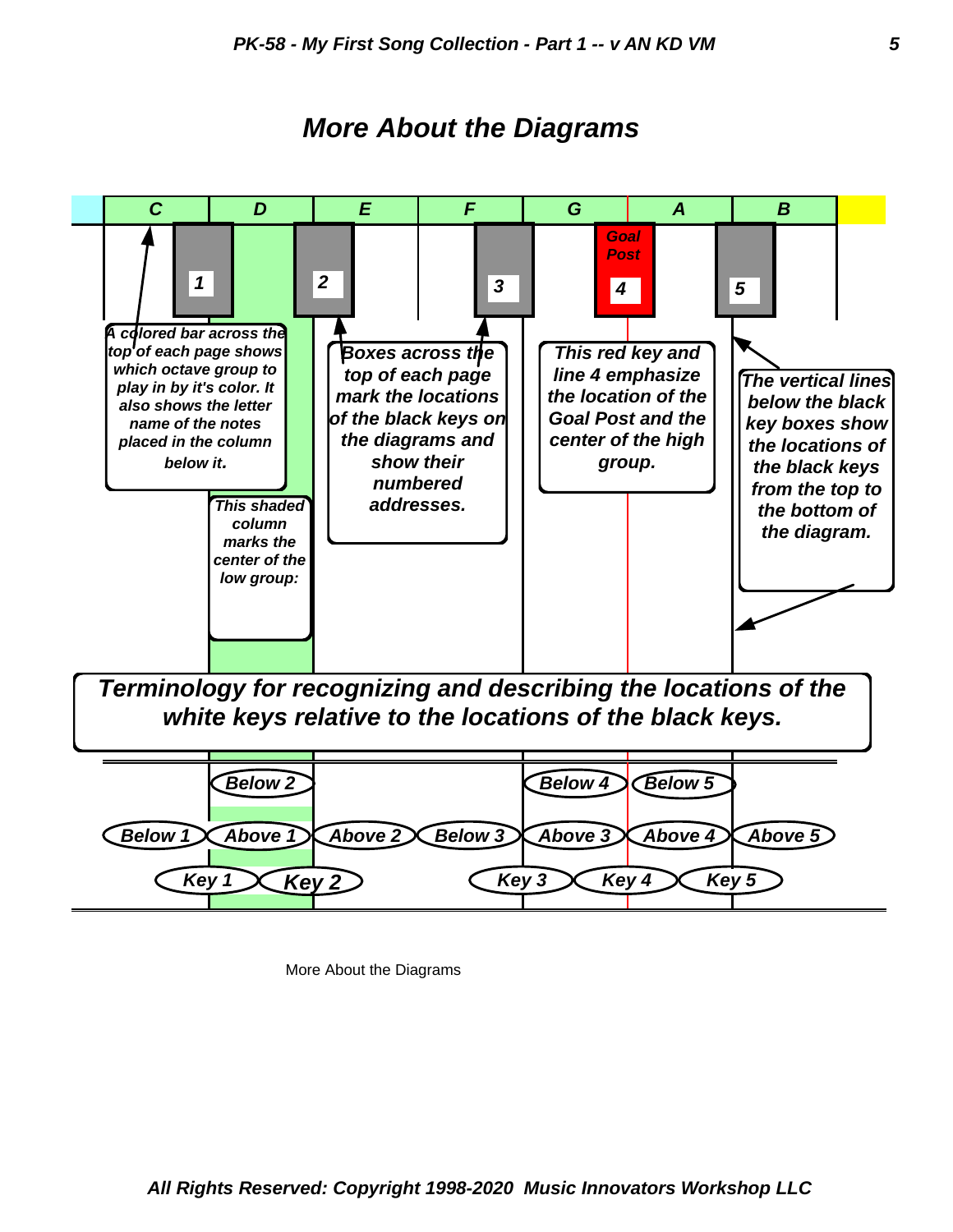# More About the Diagrams

| C | D | E | F | G | A | B |
|---|---|---|---|---|---|---|

Black key boxes: 1, 2, 3, Goal Post 4, 5

*A colored bar across the top of each page shows which octave group to play in by it's color. It also shows the letter name of the notes placed in the column below it.*

*This shaded column marks the center of the low group:*

*Boxes across the top of each page mark the locations of the black keys on the diagrams and show their numbered addresses.*

*This red key and line 4 emphasize the location of the Goal Post and the center of the high group.*

*The vertical lines below the black key boxes show the locations of the black keys from the top to the bottom of the diagram.*

***Terminology for recognizing and describing the locations of the white keys relative to the locations of the black keys.***

| C | D | E | F | G | A | B |
|---|---|---|---|---|---|---|
| | Below 2 | | | Below 4 | Below 5 | |
| Below 1 | Above 1 | Above 2 | Below 3 | Above 3 | Above 4 | Above 5 |

Key 1, Key 2, Key 3, Key 4, Key 5

More About the Diagrams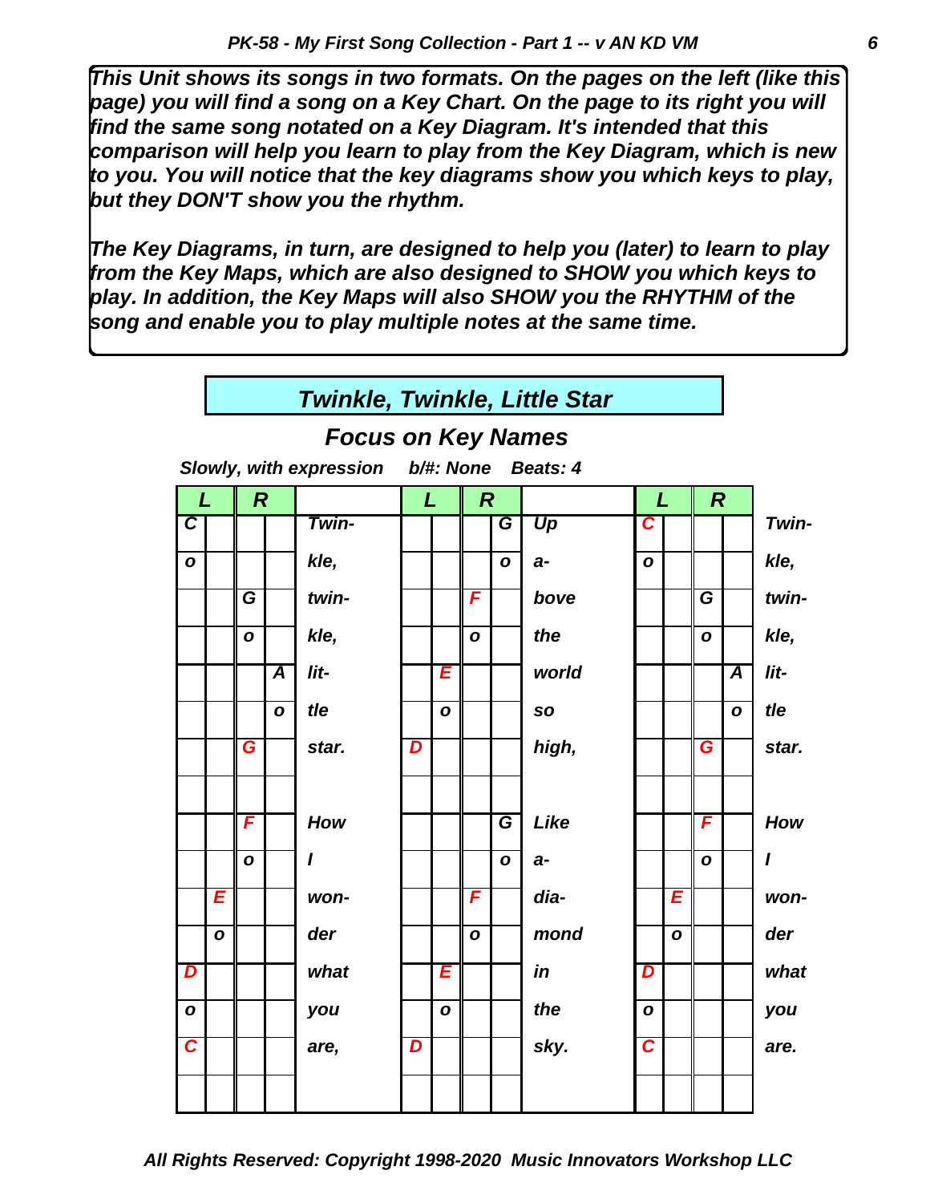*This Unit shows its songs in two formats. On the pages on the left (like this page) you will find a song on a Key Chart. On the page to its right you will find the same song notated on a Key Diagram. It's intended that this comparison will help you learn to play from the Key Diagram, which is new to you. You will notice that the key diagrams show you which keys to play, but they DON'T show you the rhythm.*

*The Key Diagrams, in turn, are designed to help you (later) to learn to play from the Key Maps, which are also designed to SHOW you which keys to play. In addition, the Key Maps will also SHOW you the RHYTHM of the song and enable you to play multiple notes at the same time.*

## Twinkle, Twinkle, Little Star

### Focus on Key Names

*Slowly, with expression    b/#: None    Beats: 4*

| L | | R | | | L | | R | | | L | | R | | |
|---|---|---|---|---|---|---|---|---|---|---|---|---|---|---|
| C | | | | Twin- | | | | G | Up | C | | | | Twin- |
| o | | | | kle, | | | | o | a- | o | | | | kle, |
| | | G | | twin- | | | F | | bove | | | G | | twin- |
| | | o | | kle, | | | o | | the | | | o | | kle, |
| | | | A | lit- | | E | | | world | | | | A | lit- |
| | | | o | tle | | o | | | so | | | | o | tle |
| | | G | | star. | D | | | | high, | | | G | | star. |
| | | | | | | | | | | | | | | |
| | | F | | How | | | | G | Like | | | F | | How |
| | | o | | I | | | | o | a- | | | o | | I |
| | E | | | won- | | | F | | dia- | | E | | | won- |
| | o | | | der | | | o | | mond | | o | | | der |
| D | | | | what | | E | | | in | D | | | | what |
| o | | | | you | | o | | | the | o | | | | you |
| C | | | | are, | D | | | | sky. | C | | | | are. |
| | | | | | | | | | | | | | | |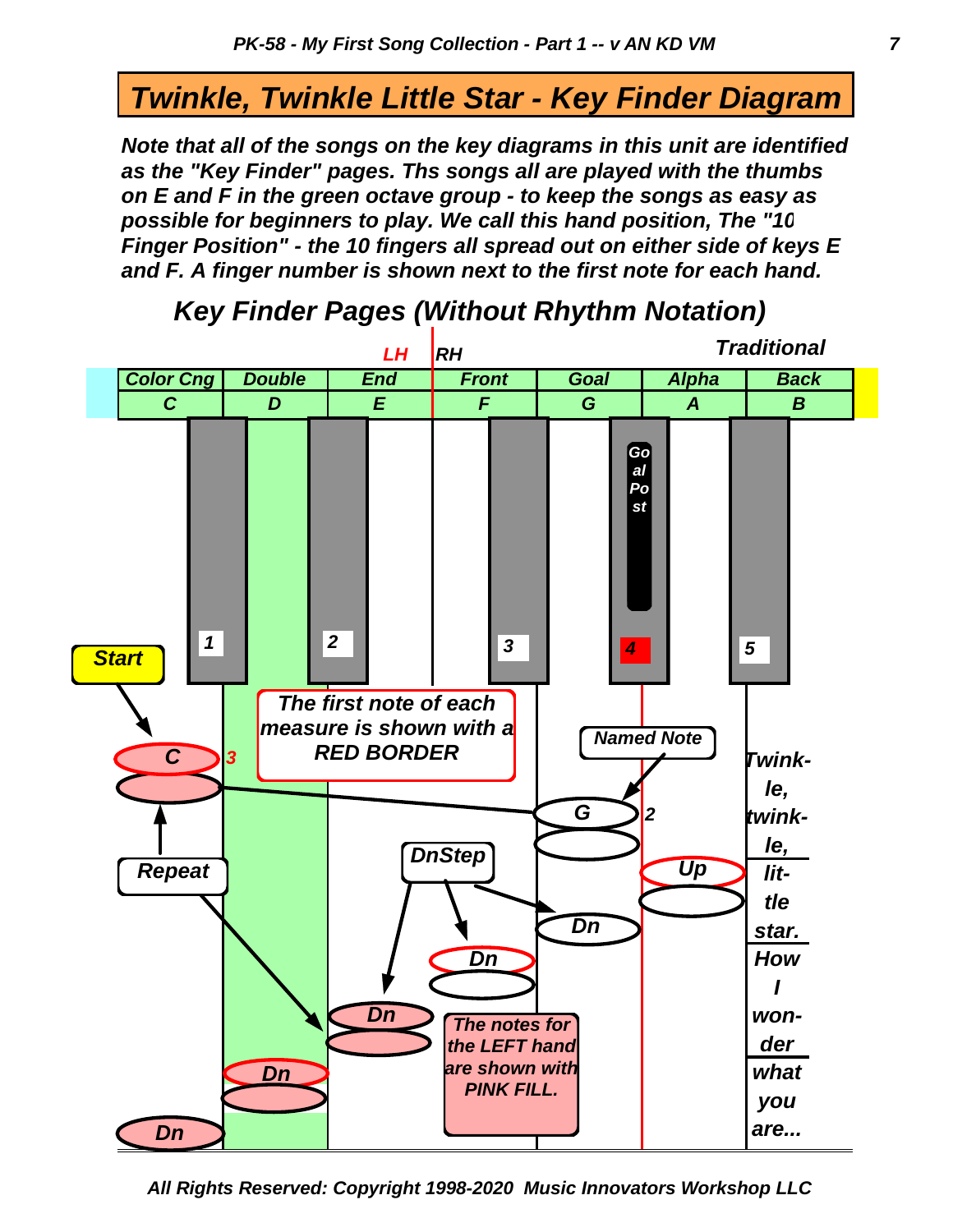# Twinkle, Twinkle Little Star - Key Finder Diagram

***Note that all of the songs on the key diagrams in this unit are identified as the "Key Finder" pages. Ths songs all are played with the thumbs on E and F in the green octave group - to keep the songs as easy as possible for beginners to play. We call this hand position, The "10 Finger Position" - the 10 fingers all spread out on either side of keys E and F. A finger number is shown next to the first note for each hand.***

## *Key Finder Pages (Without Rhythm Notation)*

*Traditional*

LH | RH

| Color Cng | Double | End | Front | Goal | Alpha | Back |
|---|---|---|---|---|---|---|
| C | D | E | F | G | A | B |

Black keys: 1, 2, 3, 4, 5 — Goal Post

Start → C 3

Named Note → G 2

The first note of each measure is shown with a RED BORDER

Repeat

DnStep

Up

Dn Dn Dn Dn Dn

The notes for the LEFT hand are shown with PINK FILL.

Twink-le, twink-le, lit-tle star. How I won-der what you are...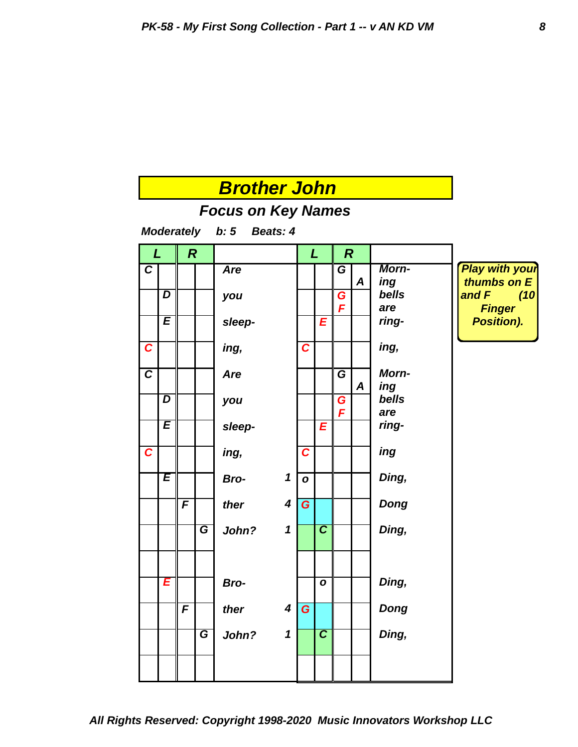# Brother John

## Focus on Key Names

*Moderately b: 5 Beats: 4*

| L | | R | | | | L | | R | | |
|---|---|---|---|---|---|---|---|---|---|---|
| C | | | | Are | | | | G | A | Morn- ing |
| | D | | | you | | | | G F | | bells are |
| | E | | | sleep- | | | E | | | ring- |
| C | | | | ing, | | C | | | | ing, |
| C | | | | Are | | | | G | A | Morn- ing |
| | D | | | you | | | | G F | | bells are |
| | E | | | sleep- | | | E | | | ring- |
| C | | | | ing, | | C | | | | ing |
| | E | | | Bro- | 1 | o | | | | Ding, |
| | | F | | ther | 4 | G | | | | Dong |
| | | | G | John? | 1 | | C | | | Ding, |
| | | | | | | | | | | |
| | E | | | Bro- | | | o | | | Ding, |
| | | F | | ther | 4 | G | | | | Dong |
| | | | G | John? | 1 | | C | | | Ding, |
| | | | | | | | | | | |

Play with your thumbs on E and F (10 Finger Position).

All Rights Reserved: Copyright 1998-2020 Music Innovators Workshop LLC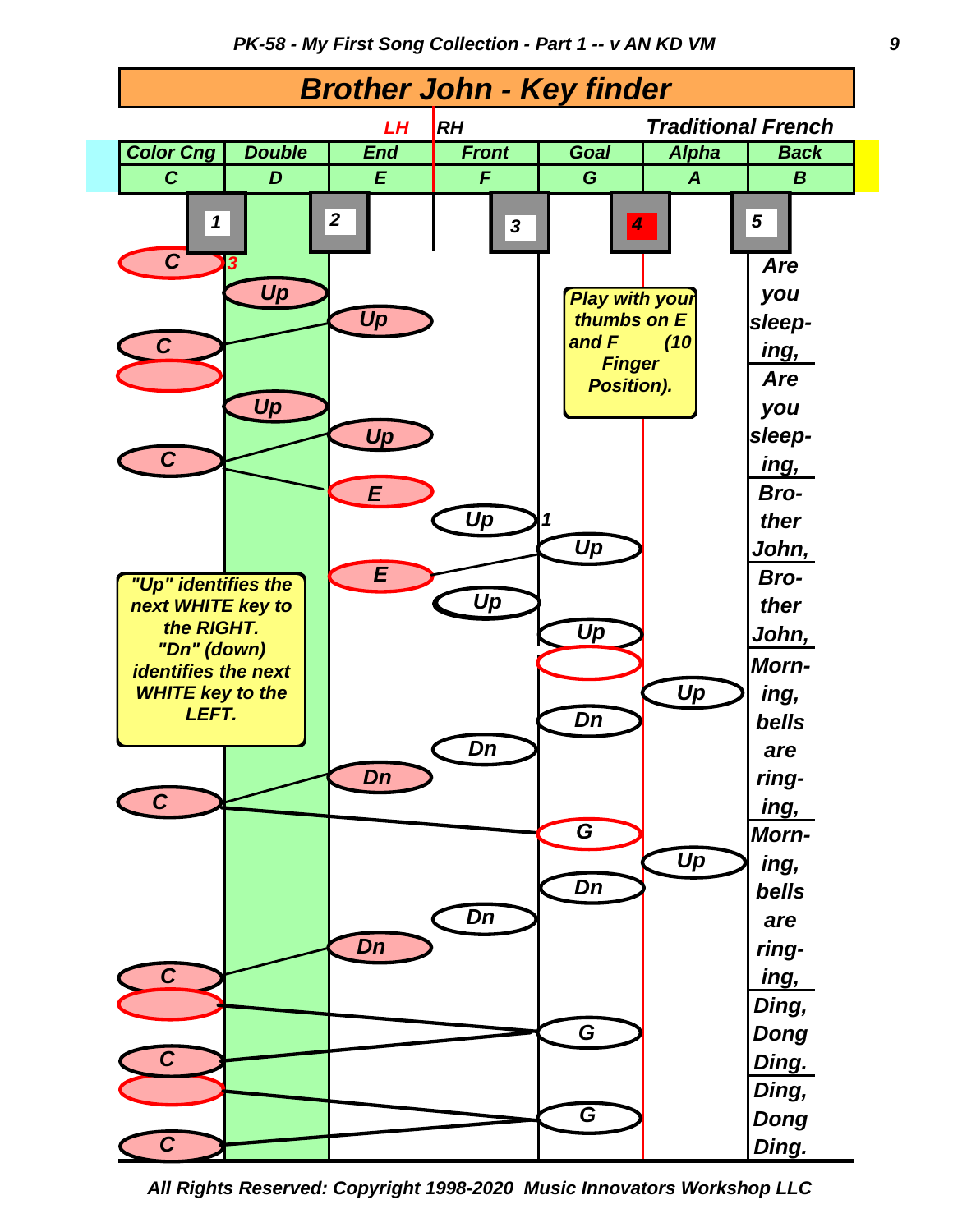# Brother John - Key finder

*Traditional French*

| Color Cng | Double | End | Front | Goal | Alpha | Back |
|---|---|---|---|---|---|---|
| C | D | E | F | G | A | B |

LH | RH

Finger numbers: 1, 2, 3, 4, 5

| Color Cng (C) | Double (D) | End (E) | Front (F) | Goal (G) | Alpha (A) | Lyrics |
|---|---|---|---|---|---|---|
| C 3 | | | | | | Are |
| | Up | | | | | you |
| | | Up | | | | sleep- |
| C | | | | | | ing, |
| (C) | | | | | | Are |
| | Up | | | | | you |
| | | Up | | | | sleep- |
| C | | | | | | ing, |
| | | E | | | | Bro- |
| | | | Up 1 | | | ther |
| | | | | Up | | John, |
| | | E | | | | Bro- |
| | | | Up | | | ther |
| | | | | Up | | John, |
| | | | | (G) | | Morn- |
| | | | | | Up | ing, |
| | | | | Dn | | bells |
| | | | Dn | | | are |
| | | Dn | | | | ring- |
| C | | | | | | ing, |
| | | | | G | | Morn- |
| | | | | | Up | ing, |
| | | | | Dn | | bells |
| | | | Dn | | | are |
| | | Dn | | | | ring- |
| C | | | | | | ing, |
| (C) | | | | | | Ding, |
| | | | | G | | Dong |
| C | | | | | | Ding. |
| (C) | | | | | | Ding, |
| | | | | G | | Dong |
| C | | | | | | Ding. |

*Play with your thumbs on E and F (10 Finger Position).*

*"Up" identifies the next WHITE key to the RIGHT. "Dn" (down) identifies the next WHITE key to the LEFT.*

*All Rights Reserved: Copyright 1998-2020 Music Innovators Workshop LLC*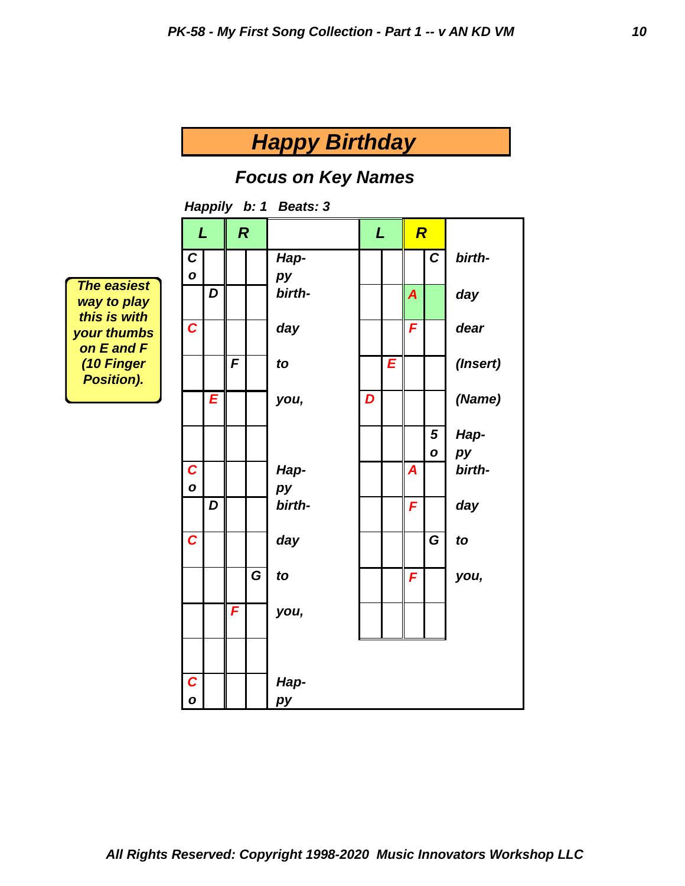# Happy Birthday

## Focus on Key Names

The easiest way to play this is with your thumbs on E and F (10 Finger Position).

*Happily b: 1 Beats: 3*

| L | | R | | | L | | R | | |
|---|---|---|---|---|---|---|---|---|---|
| C o | | | | Hap- py | | | | C | birth- |
| | D | | | birth- | | | A | | day |
| C | | | | day | | | F | | dear |
| | | F | | to | | E | | | (Insert) |
| | E | | | you, | D | | | | (Name) |
| | | | | | | | | 5 o | Hap- py |
| C o | | | | Hap- py | | | A | | birth- |
| | D | | | birth- | | | F | | day |
| C | | | | day | | | | G | to |
| | | | G | to | | | F | | you, |
| | | F | | you, | | | | | |
| | | | | | | | | | |
| C o | | | | Hap- py | | | | | |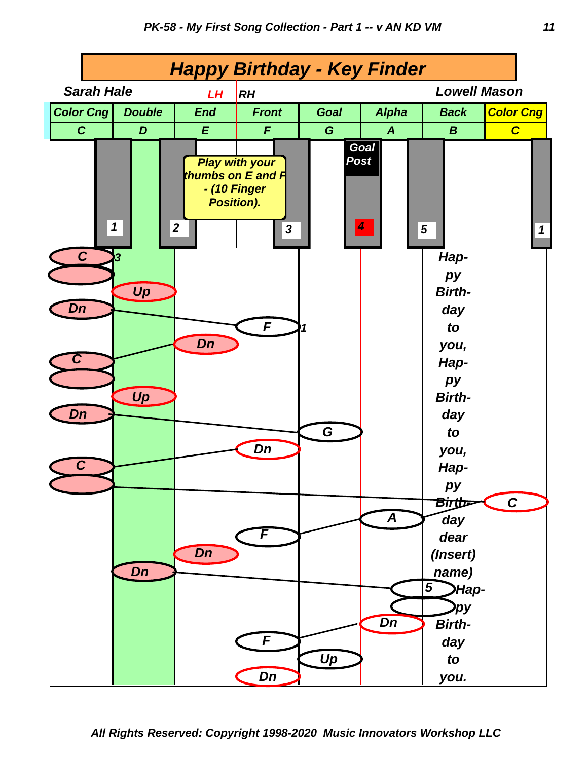# Happy Birthday - Key Finder

Sarah Hale — Lowell Mason

LH | RH

| Color Cng | Double | End | Front | Goal | Alpha | Back | Color Cng |
|---|---|---|---|---|---|---|---|
| C | D | E | F | G | A | B | C |

Play with your thumbs on E and F - (10 Finger Position).

Goal Post

1 2 3 4 5 1

C 3, Up, Dn, F 1, Dn, C, Up, Dn, G, Dn, C, C, A, F, Dn, Dn, 5, Dn, F, Up, Dn

Hap-
py
Birth-
day
to
you,
Hap-
py
Birth-
day
to
you,
Hap-
py
Birth-
day
dear
(Insert)
name)
Hap-
py
Birth-
day
to
you.

All Rights Reserved: Copyright 1998-2020 Music Innovators Workshop LLC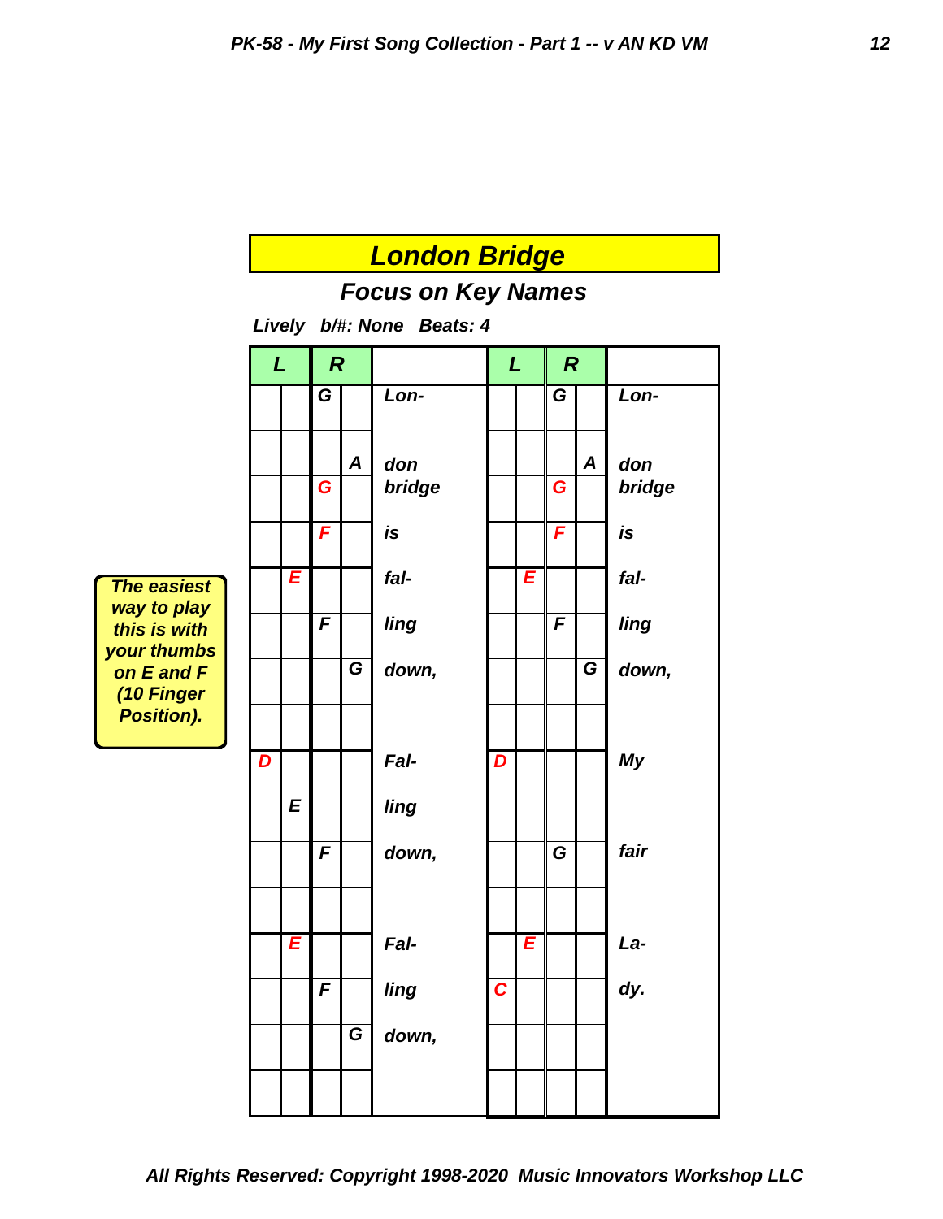# London Bridge

## Focus on Key Names

**Lively   b/#: None   Beats: 4**

The easiest way to play this is with your thumbs on E and F (10 Finger Position).

| L | | R | | | L | | R | | |
|---|---|---|---|---|---|---|---|---|---|
| | | G | | Lon- | | | G | | Lon- |
| | | | A | don | | | | A | don |
| | | G | | bridge | | | G | | bridge |
| | | F | | is | | | F | | is |
| | E | | | fal- | | E | | | fal- |
| | | F | | ling | | | F | | ling |
| | | | G | down, | | | | G | down, |
| | | | | | | | | | |
| D | | | | Fal- | D | | | | My |
| | E | | | ling | | | | | |
| | | F | | down, | | | G | | fair |
| | | | | | | | | | |
| | E | | | Fal- | | E | | | La- |
| | | F | | ling | C | | | | dy. |
| | | | G | down, | | | | | |
| | | | | | | | | | |

All Rights Reserved: Copyright 1998-2020 Music Innovators Workshop LLC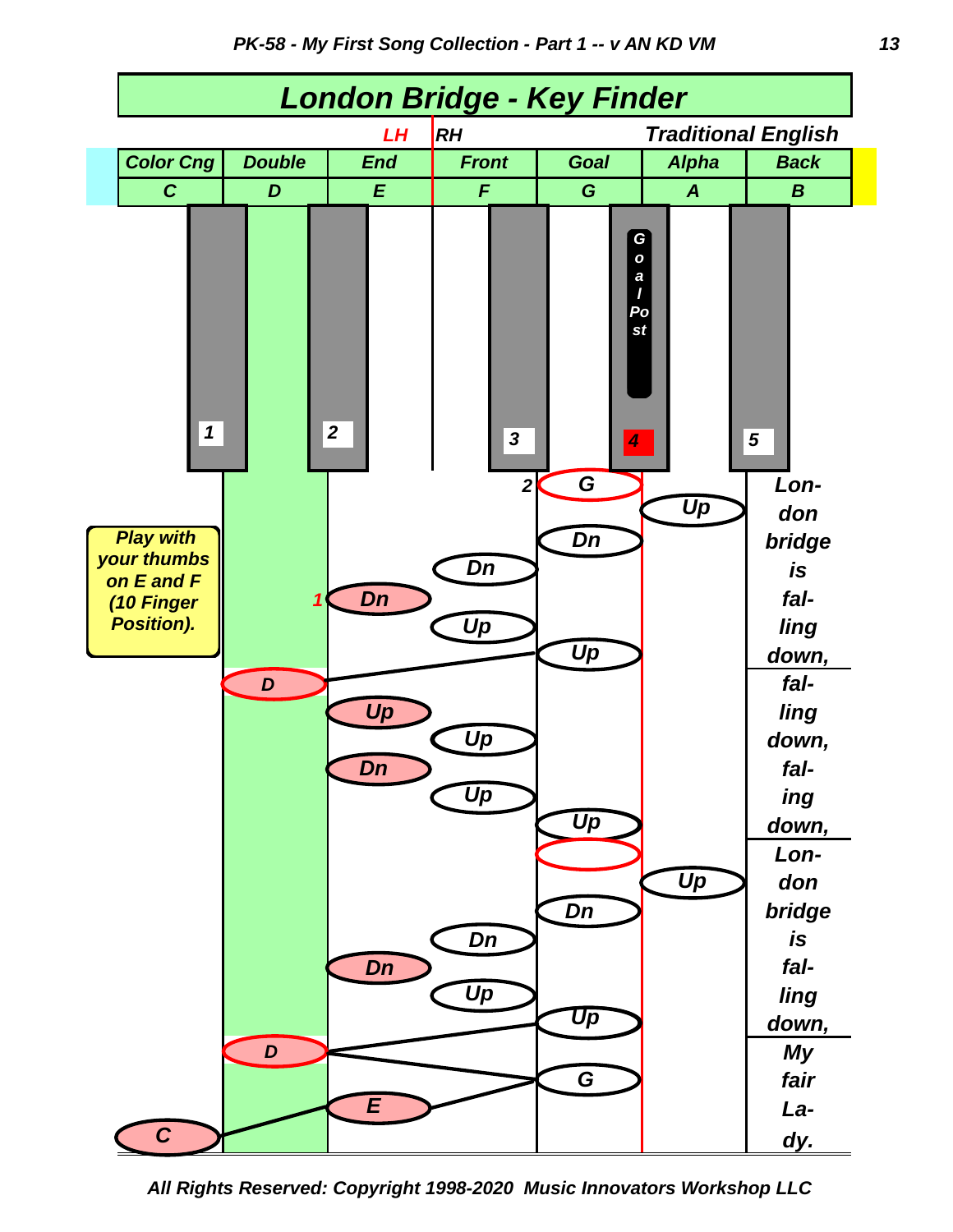# London Bridge - Key Finder

LH | RH

Traditional English

| Color Cng | Double | End | Front | Goal | Alpha | Back |
|---|---|---|---|---|---|---|
| C | D | E | F | G | A | B |

Goal Post

1 2 3 4 5

**Play with your thumbs on E and F (10 Finger Position).**

| Notes | Lyrics |
|---|---|
| 2 G, Up, Dn, Dn, 1 Dn, Up, Up | Lon- don bridge is fal- ling down, |
| D, Up, Up, Dn, Up, Up | fal- ling down, fal- ing down, |
| (G), Up, Dn, Dn, Dn, Up, Up | Lon- don bridge is fal- ling down, |
| D, G, E, C | My fair La- dy. |

All Rights Reserved: Copyright 1998-2020 Music Innovators Workshop LLC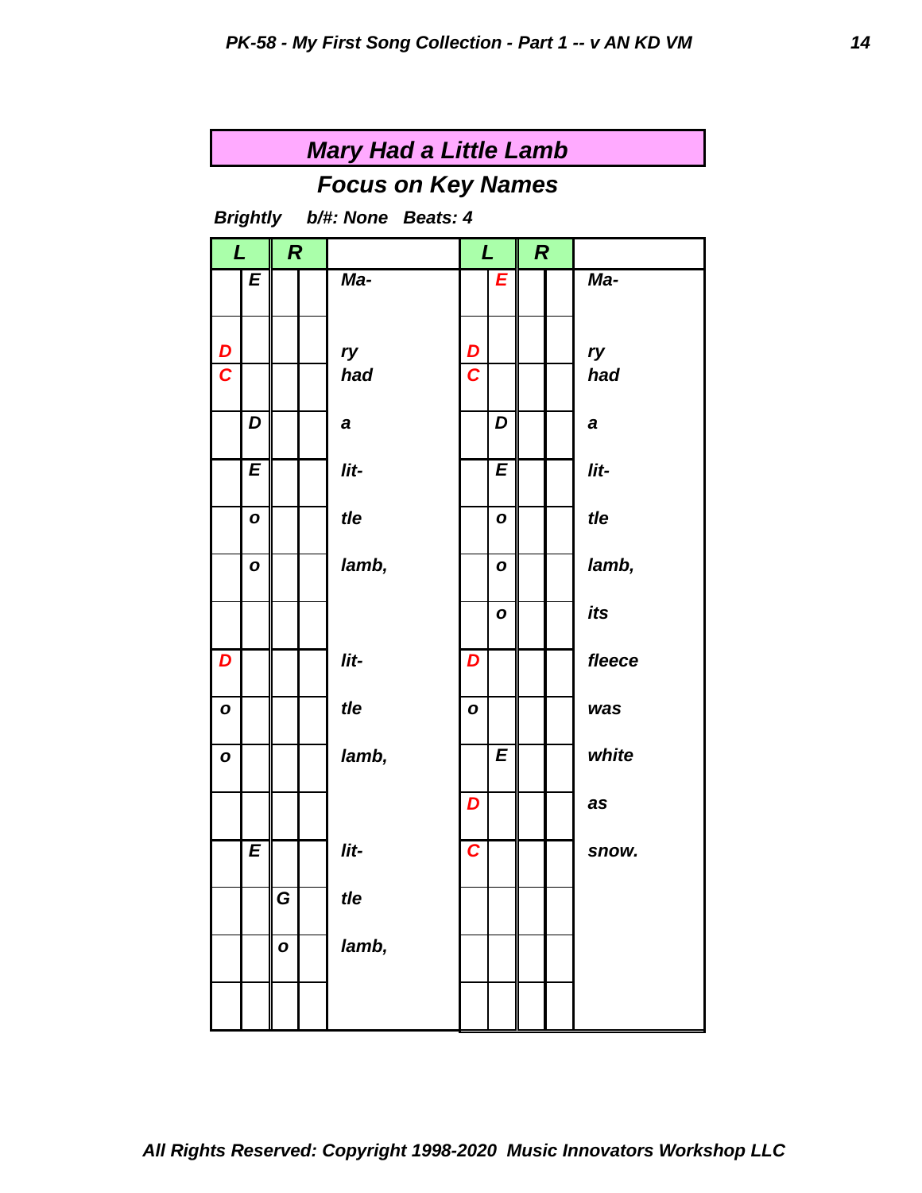## Mary Had a Little Lamb

### Focus on Key Names

**Brightly   b/#: None   Beats: 4**

| L | | R | | | L | | R | | |
|---|---|---|---|---|---|---|---|---|---|
| | E | | | Ma- | | E | | | Ma- |
| | | | | | | | | | |
| D | | | | ry | D | | | | ry |
| C | | | | had | C | | | | had |
| | D | | | a | | D | | | a |
| | E | | | lit- | | E | | | lit- |
| | o | | | tle | | o | | | tle |
| | o | | | lamb, | | o | | | lamb, |
| | | | | | | o | | | its |
| D | | | | lit- | D | | | | fleece |
| o | | | | tle | o | | | | was |
| o | | | | lamb, | | E | | | white |
| | | | | | D | | | | as |
| | E | | | lit- | C | | | | snow. |
| | | G | | tle | | | | | |
| | | o | | lamb, | | | | | |
| | | | | | | | | | |

All Rights Reserved: Copyright 1998-2020 Music Innovators Workshop LLC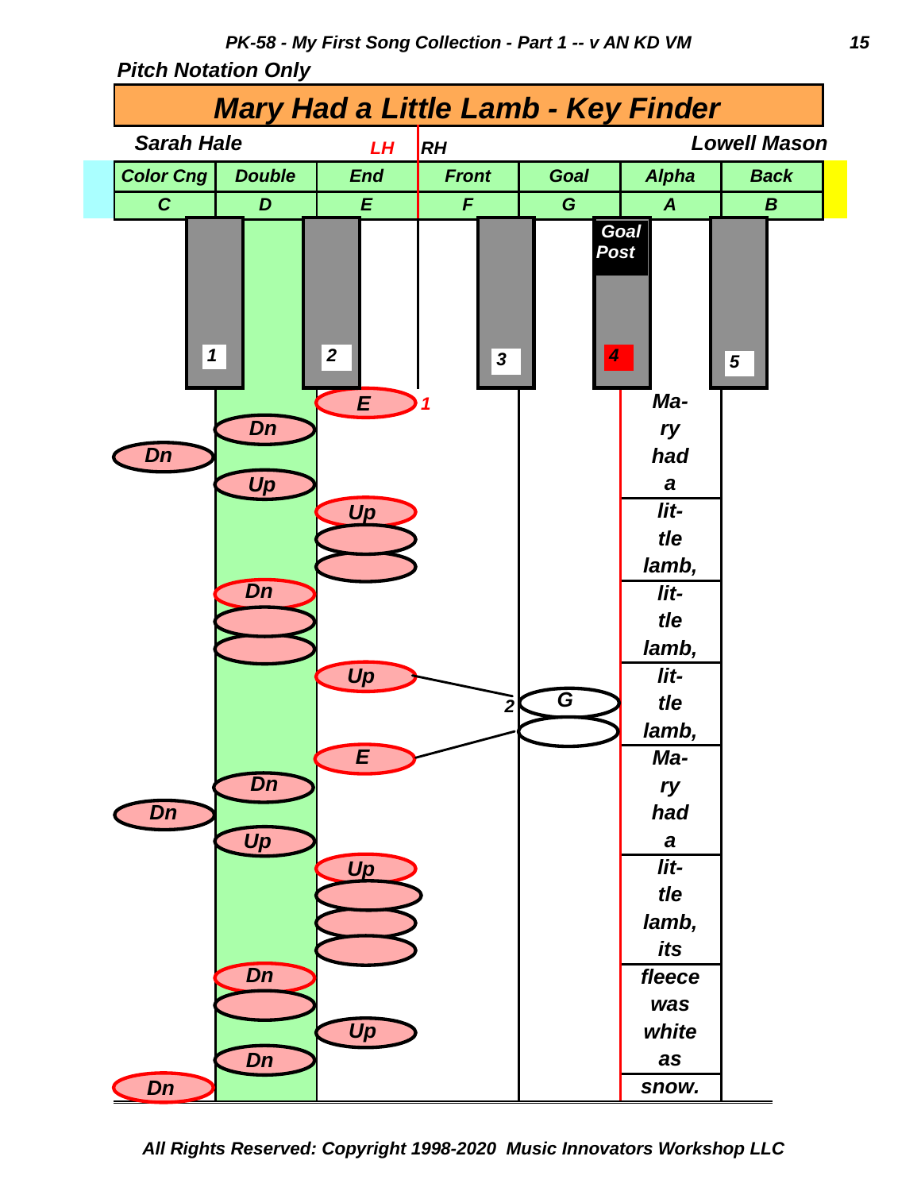**Pitch Notation Only**

# Mary Had a Little Lamb - Key Finder

**Sarah Hale** — **Lowell Mason**

LH | RH

| Color Cng | Double | End | Front | Goal | Alpha | Back |
|---|---|---|---|---|---|---|
| C | D | E | F | G | A | B |

Goal Post

1 2 3 4 5

| C | D | E | G | Lyrics |
|---|---|---|---|---|
| | | E 1 | | Ma- |
| | Dn | | | ry |
| Dn | | | | had |
| | Up | | | a |
| | | Up | | lit- |
| | | | | tle |
| | | | | lamb, |
| | Dn | | | lit- |
| | | | | tle |
| | | | | lamb, |
| | | Up | | lit- |
| | | | 2 G | tle |
| | | | | lamb, |
| | | E | | Ma- |
| | Dn | | | ry |
| Dn | | | | had |
| | Up | | | a |
| | | Up | | lit- |
| | | | | tle |
| | | | | lamb, |
| | | | | its |
| | Dn | | | fleece |
| | | | | was |
| | | Up | | white |
| | Dn | | | as |
| Dn | | | | snow. |

All Rights Reserved: Copyright 1998-2020 Music Innovators Workshop LLC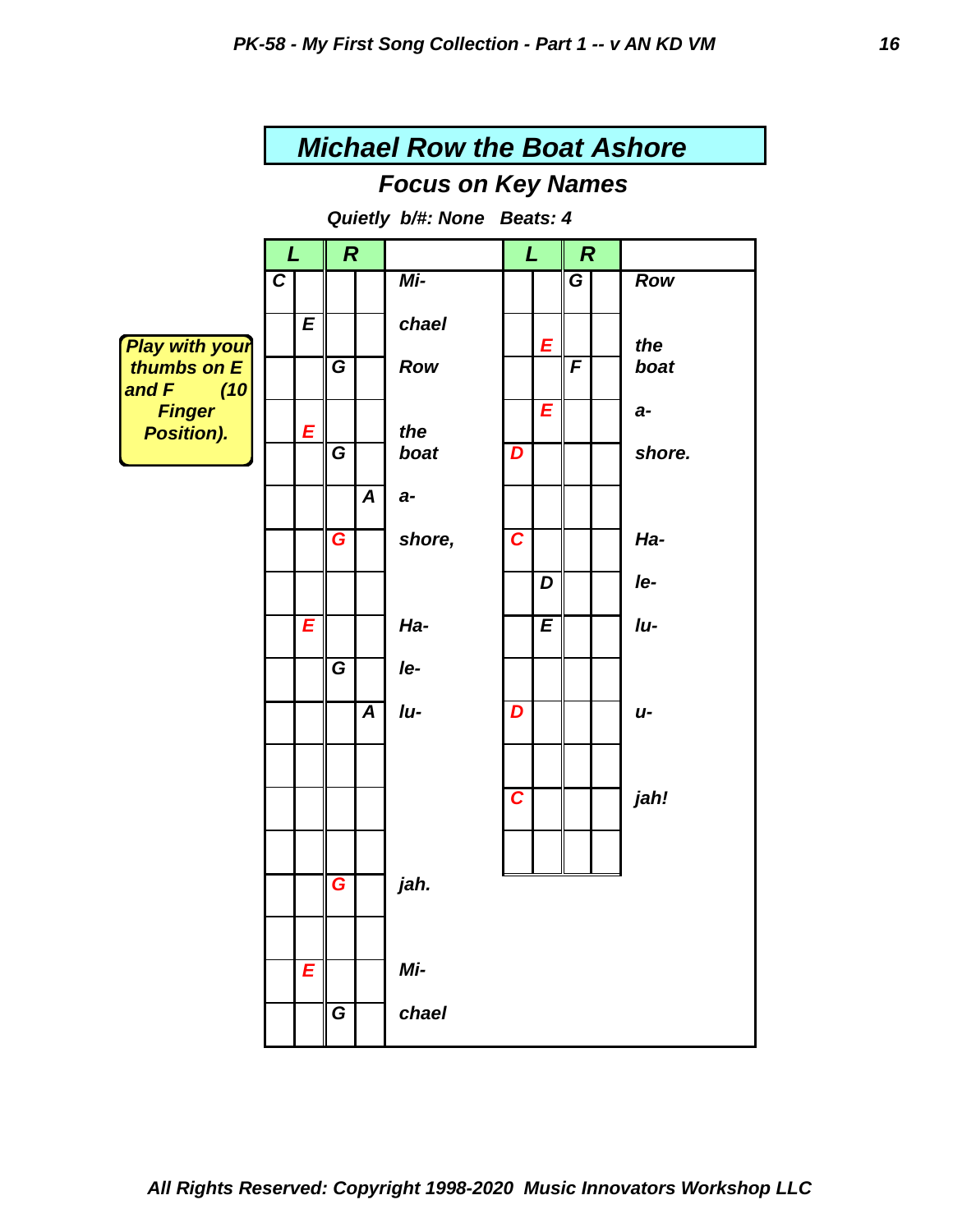# Michael Row the Boat Ashore

## Focus on Key Names

**Quietly b/#: None Beats: 4**

**Play with your thumbs on E and F (10 Finger Position).**

| L | | R | | | L | | R | | |
|---|---|---|---|---|---|---|---|---|---|
| C | | | | Mi- | | | G | | Row |
| | E | | | chael | | E | | | the |
| | | G | | Row | | | F | | boat |
| | E | | | the | | E | | | a- |
| | | G | | boat | D | | | | shore. |
| | | | A | a- | | | | | |
| | | G | | shore, | C | | | | Ha- |
| | | | | | | D | | | le- |
| | E | | | Ha- | | E | | | lu- |
| | | G | | le- | | | | | |
| | | | A | lu- | D | | | | u- |
| | | | | | | | | | |
| | | | | | C | | | | jah! |
| | | | | | | | | | |
| | | G | | jah. | | | | | |
| | | | | | | | | | |
| | E | | | Mi- | | | | | |
| | | G | | chael | | | | | |

*All Rights Reserved: Copyright 1998-2020 Music Innovators Workshop LLC*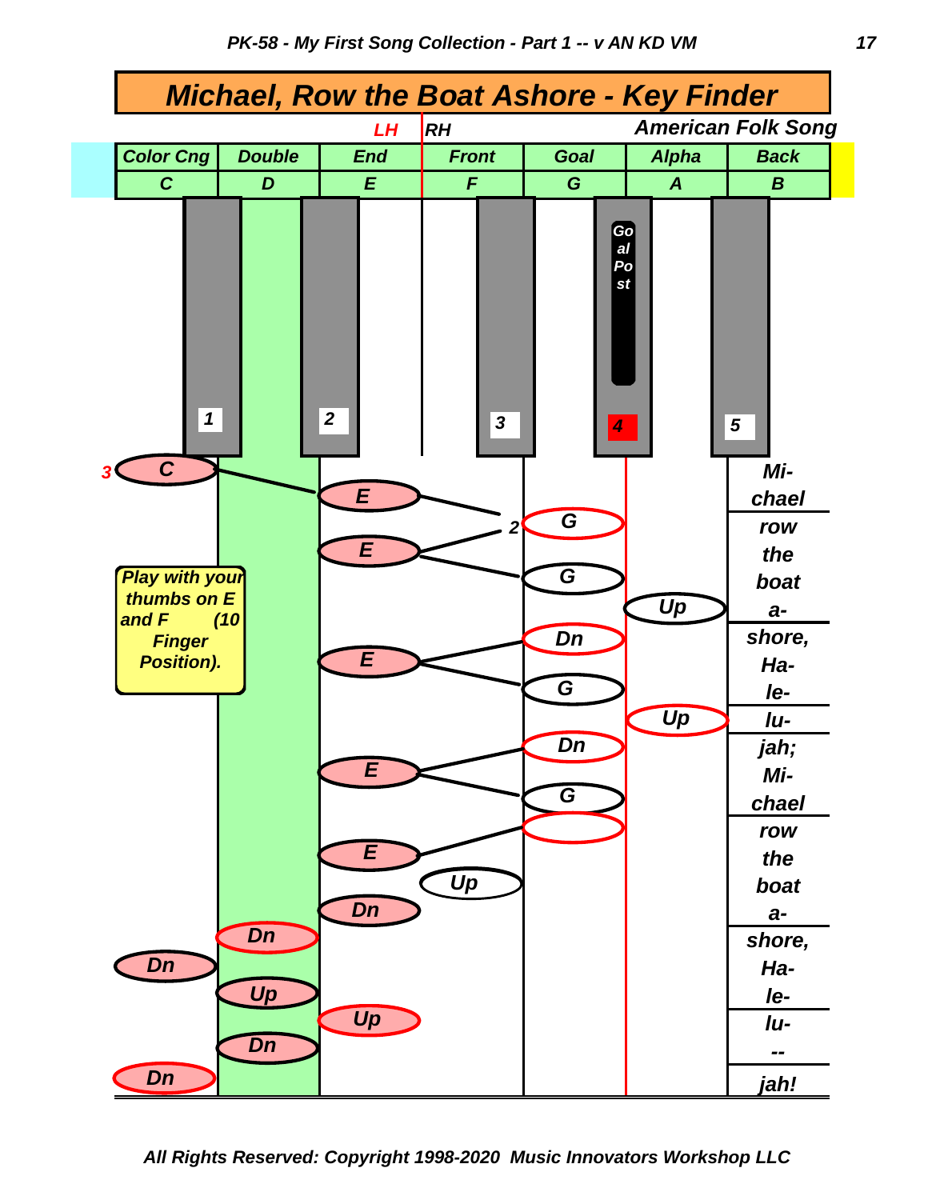# Michael, Row the Boat Ashore - Key Finder

*American Folk Song*

LH | RH

| Color Cng | Double | End | Front | Goal | Alpha | Back |
|---|---|---|---|---|---|---|
| C | D | E | F | G | A | B |

Finger numbers: 1, 2, 3, 4, 5

Go al Po st

3 C — E — 2 G — *Mi- chael*

E — G — *row the*

Up — *boat a-*

E — Dn — G — *shore, Ha-*

Up — *le- lu-*

E — Dn — G — *jah; Mi- chael*

E — *row the*

Up — Dn — *boat a-*

Dn — Dn — *shore,*

Up — Up — *Ha- le-*

Dn — Dn — *lu- -- jah!*

**Play with your thumbs on E and F (10 Finger Position).**

All Rights Reserved: Copyright 1998-2020 Music Innovators Workshop LLC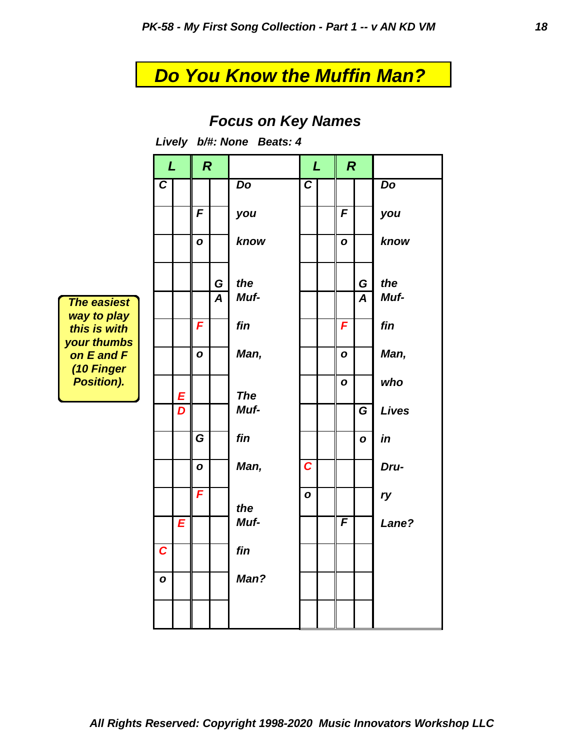# Do You Know the Muffin Man?

## Focus on Key Names

**Lively   b/#: None   Beats: 4**

> The easiest way to play this is with your thumbs on E and F (10 Finger Position).

| L | | R | | | L | | R | | |
|---|---|---|---|---|---|---|---|---|---|
| C | | | | Do | C | | | | Do |
| | | F | | you | | | F | | you |
| | | o | | know | | | o | | know |
| | | | G | the | | | | G | the |
| | | | A | Muf- | | | | A | Muf- |
| | | F | | fin | | | F | | fin |
| | | o | | Man, | | | o | | Man, |
| | E | | | The | | | o | | who |
| | D | | | Muf- | | | | G | Lives |
| | | G | | fin | | | | o | in |
| | | o | | Man, | C | | | | Dru- |
| | | F | | the | o | | | | ry |
| | E | | | Muf- | | | F | | Lane? |
| C | | | | fin | | | | | |
| o | | | | Man? | | | | | |
| | | | | | | | | | |

All Rights Reserved: Copyright 1998-2020 Music Innovators Workshop LLC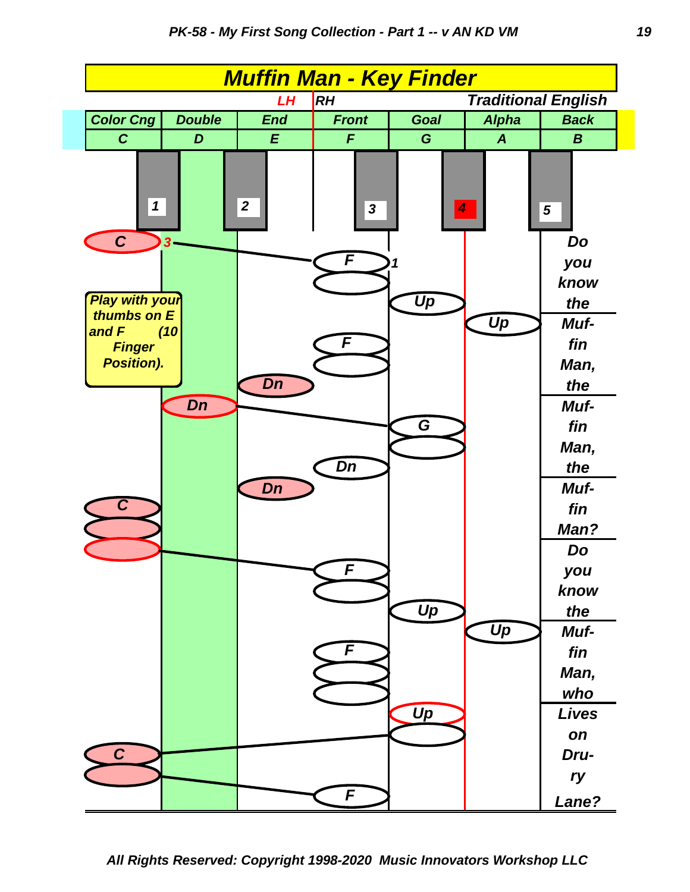# Muffin Man - Key Finder

LH | RH — Traditional English

| Color Cng | Double | End | Front | Goal | Alpha | Back |
|---|---|---|---|---|---|---|
| C | D | E | F | G | A | B |

Black keys: 1, 2, 3, 4, 5

Play with your thumbs on E and F (10 Finger Position).

| Notes | Lyrics |
|---|---|
| C (3) – F (1) | Do |
| F | you |
| Up | know |
| Up | the |
| F | Muf- |
| F | fin |
| Dn | Man, |
| Dn | the |
| G | Muf- |
| G | fin |
| Dn | Man, |
| Dn | the |
| C | Muf- |
| C | fin |
| C | Man? |
| F | Do |
| F | you |
| Up | know |
| Up | the |
| F | Muf- |
| F | fin |
| F | Man, |
| Up | who |
| G | Lives |
| C | on |
| C | Dru- |
| F | ry |
|  | Lane? |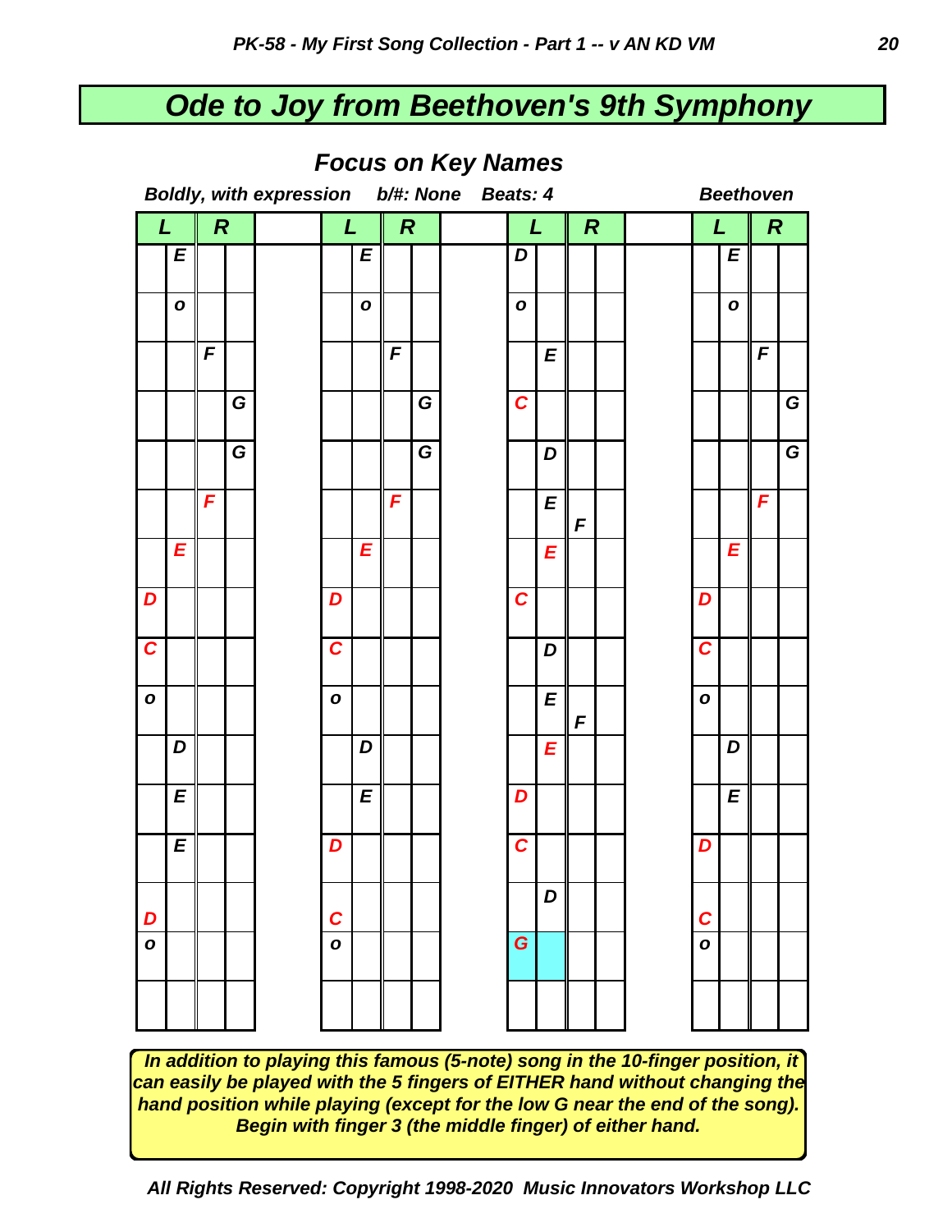# Ode to Joy from Beethoven's 9th Symphony

## Focus on Key Names

**Boldly, with expression** **b/#: None** **Beats: 4** **Beethoven**

| L | | R | | | L | | R | | | L | | R | | | L | | R | |
|---|---|---|---|---|---|---|---|---|---|---|---|---|---|---|---|---|---|---|
| | E | | | | | E | | | | D | | | | | | E | | |
| | o | | | | | o | | | | o | | | | | | o | | |
| | | F | | | | | F | | | | E | | | | | | F | |
| | | | G | | | | | G | | C | | | | | | | | G |
| | | | G | | | | | G | | | D | | | | | | | G |
| | | F | | | | | F | | | | E | F | | | | | F | |
| | E | | | | | E | | | | | E | | | | | E | | |
| D | | | | | D | | | | | C | | | | | D | | | |
| C | | | | | C | | | | | | D | | | | C | | | |
| o | | | | | o | | | | | | E | F | | | o | | | |
| | D | | | | | D | | | | | E | | | | | D | | |
| | E | | | | | E | | | | D | | | | | | E | | |
| | E | | | | D | | | | | C | | | | | D | | | |
| D | | | | | C | | | | | | D | | | | C | | | |
| o | | | | | o | | | | | G | | | | | o | | | |
| | | | | | | | | | | | | | | | | | | |

**In addition to playing this famous (5-note) song in the 10-finger position, it can easily be played with the 5 fingers of EITHER hand without changing the hand position while playing (except for the low G near the end of the song). Begin with finger 3 (the middle finger) of either hand.**

**All Rights Reserved: Copyright 1998-2020 Music Innovators Workshop LLC**